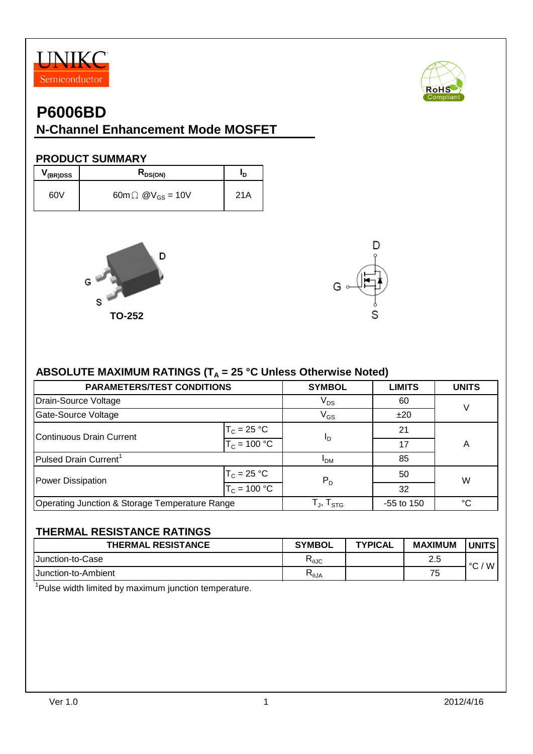UNIKC Semiconductor

# P6006BD

## N-Channel Enhancement Mode MOSFET

### PRODUCT SUMMARY

| $V_{(BR)DSS}$ | $R_{DS(ON)}$ | $I_D$ |
|---|---|---|
| 60V | 60mΩ @$V_{GS}$ = 10V | 21A |

D

G

S

TO-252

D

G

S

### ABSOLUTE MAXIMUM RATINGS ($T_A$ = 25 °C Unless Otherwise Noted)

| PARAMETERS/TEST CONDITIONS | | SYMBOL | LIMITS | UNITS |
|---|---|---|---|---|
| Drain-Source Voltage | | $V_{DS}$ | 60 | V |
| Gate-Source Voltage | | $V_{GS}$ | ±20 | V |
| Continuous Drain Current | $T_C$ = 25 °C | $I_D$ | 21 | A |
| | $T_C$ = 100 °C | | 17 | |
| Pulsed Drain Current[1] | | $I_{DM}$ | 85 | A |
| Power Dissipation | $T_C$ = 25 °C | $P_D$ | 50 | W |
| | $T_C$ = 100 °C | | 32 | |
| Operating Junction & Storage Temperature Range | | $T_J$, $T_{STG}$ | -55 to 150 | °C |

### THERMAL RESISTANCE RATINGS

| THERMAL RESISTANCE | SYMBOL | TYPICAL | MAXIMUM | UNITS |
|---|---|---|---|---|
| Junction-to-Case | $R_{\theta JC}$ | | 2.5 | °C / W |
| Junction-to-Ambient | $R_{\theta JA}$ | | 75 | °C / W |

[1]Pulse width limited by maximum junction temperature.

Ver 1.0 2012/4/16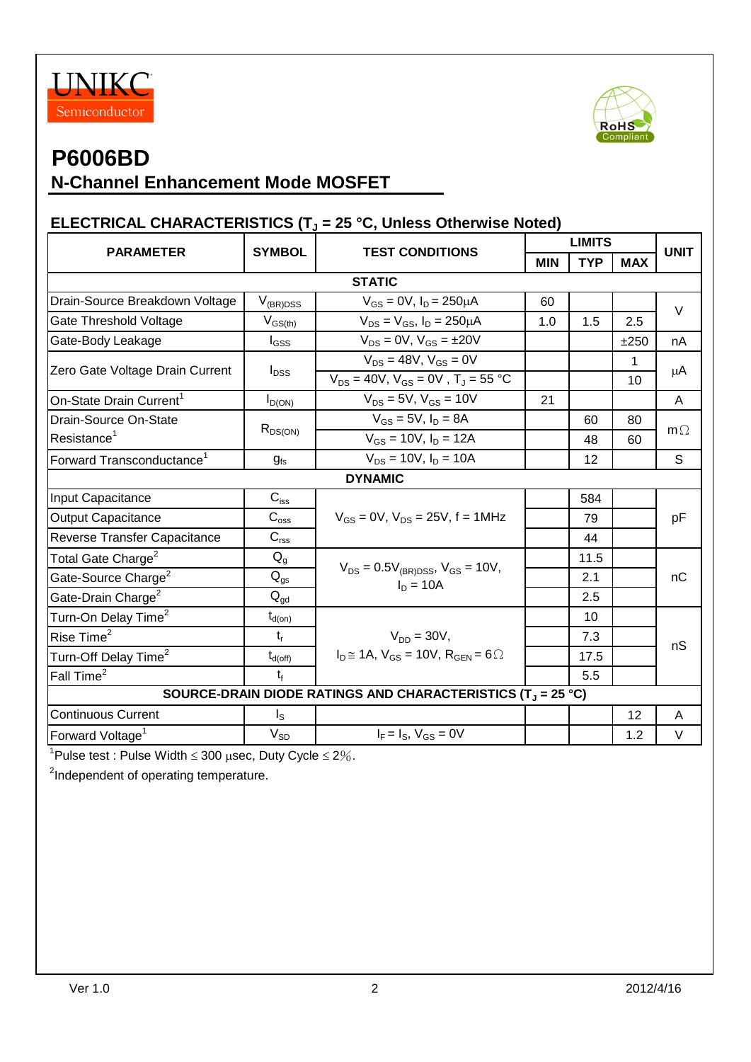UNIKC Semiconductor

# P6006BD

## N-Channel Enhancement Mode MOSFET

### ELECTRICAL CHARACTERISTICS ($T_J$ = 25 °C, Unless Otherwise Noted)

| PARAMETER | SYMBOL | TEST CONDITIONS | LIMITS | | | UNIT |
|---|---|---|---|---|---|---|
| | | | MIN | TYP | MAX | |
| **STATIC** | | | | | | |
| Drain-Source Breakdown Voltage | $V_{(BR)DSS}$ | $V_{GS}$ = 0V, $I_D$ = 250μA | 60 | | | V |
| Gate Threshold Voltage | $V_{GS(th)}$ | $V_{DS}$ = $V_{GS}$, $I_D$ = 250μA | 1.0 | 1.5 | 2.5 | V |
| Gate-Body Leakage | $I_{GSS}$ | $V_{DS}$ = 0V, $V_{GS}$ = ±20V | | | ±250 | nA |
| Zero Gate Voltage Drain Current | $I_{DSS}$ | $V_{DS}$ = 48V, $V_{GS}$ = 0V | | | 1 | μA |
| | | $V_{DS}$ = 40V, $V_{GS}$ = 0V , $T_J$ = 55 °C | | | 10 | μA |
| On-State Drain Current[1] | $I_{D(ON)}$ | $V_{DS}$ = 5V, $V_{GS}$ = 10V | 21 | | | A |
| Drain-Source On-State Resistance[1] | $R_{DS(ON)}$ | $V_{GS}$ = 5V, $I_D$ = 8A | | 60 | 80 | mΩ |
| | | $V_{GS}$ = 10V, $I_D$ = 12A | | 48 | 60 | mΩ |
| Forward Transconductance[1] | $g_{fs}$ | $V_{DS}$ = 10V, $I_D$ = 10A | | 12 | | S |
| **DYNAMIC** | | | | | | |
| Input Capacitance | $C_{iss}$ | $V_{GS}$ = 0V, $V_{DS}$ = 25V, f = 1MHz | | 584 | | pF |
| Output Capacitance | $C_{oss}$ | | | 79 | | pF |
| Reverse Transfer Capacitance | $C_{rss}$ | | | 44 | | pF |
| Total Gate Charge[2] | $Q_g$ | $V_{DS}$ = 0.5$V_{(BR)DSS}$, $V_{GS}$ = 10V, $I_D$ = 10A | | 11.5 | | nC |
| Gate-Source Charge[2] | $Q_{gs}$ | | | 2.1 | | nC |
| Gate-Drain Charge[2] | $Q_{gd}$ | | | 2.5 | | nC |
| Turn-On Delay Time[2] | $t_{d(on)}$ | $V_{DD}$ = 30V, $I_D$ ≅ 1A, $V_{GS}$ = 10V, $R_{GEN}$ = 6Ω | | 10 | | nS |
| Rise Time[2] | $t_r$ | | | 7.3 | | nS |
| Turn-Off Delay Time[2] | $t_{d(off)}$ | | | 17.5 | | nS |
| Fall Time[2] | $t_f$ | | | 5.5 | | nS |
| **SOURCE-DRAIN DIODE RATINGS AND CHARACTERISTICS ($T_J$ = 25 °C)** | | | | | | |
| Continuous Current | $I_S$ | | | | 12 | A |
| Forward Voltage[1] | $V_{SD}$ | $I_F$ = $I_S$, $V_{GS}$ = 0V | | | 1.2 | V |

[1]Pulse test : Pulse Width ≤ 300 μsec, Duty Cycle ≤ 2%.

[2]Independent of operating temperature.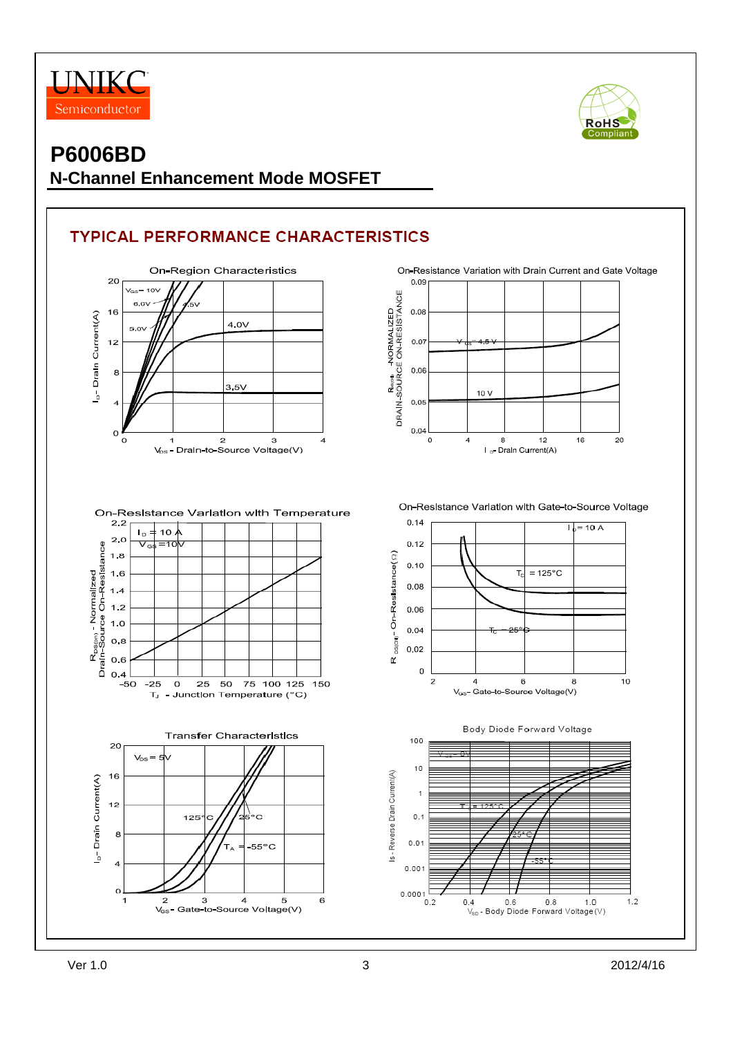# P6006BD

## N-Channel Enhancement Mode MOSFET

## TYPICAL PERFORMANCE CHARACTERISTICS

On-Region Characteristics

$V_{GS}$= 10V
6.0V
4.5V
5.0V
4.0V
3.5V

20
16
12
8
4
0

0 1 2 3 4

$I_D$ - Drain Current(A)

$V_{DS}$ - Drain-to-Source Voltage(V)

On-Resistance Variation with Drain Current and Gate Voltage

0.09
0.08
0.07
0.06
0.05
0.04

0 4 8 12 16 20

$V_{GS}$= 4.5 V
10 V

$R_{DS(on)}$ -NORMALIZED DRAIN-SOURCE ON-RESISTANCE

$I_D$- Drain Current(A)

On-Resistance Variation with Temperature

$I_D$ = 10 A
$V_{GS}$ =10V

2.2
2.0
1.8
1.6
1.4
1.2
1.0
0.8
0.6
0.4

-50 -25 0 25 50 75 100 125 150

$R_{DS(on)}$ - Normalized Drain-Source On-Resistance

$T_J$ - Junction Temperature (°C)

On-Resistance Variation with Gate-to-Source Voltage

$I_D$= 10 A
$T_C$ = 125°C
$T_C$ = 25°C

0.14
0.12
0.10
0.08
0.06
0.04
0.02
0

2 4 6 8 10

$R_{DS(ON)}$ - On-Resistance(Ω)

$V_{GS}$- Gate-to-Source Voltage(V)

Transfer Characteristics

$V_{DS}$ = 5V
125°C
25°C
$T_A$ = -55°C

20
16
12
8
4
0

1 2 3 4 5 6

$I_D$ - Drain Current(A)

$V_{GS}$ - Gate-to-Source Voltage(V)

Body Diode Forward Voltage

$V_{GS}$ = 0V
$T_J$ = 125°C
25°C
-55°C

100
10
1
0.1
0.01
0.001
0.0001

0.2 0.4 0.6 0.8 1.0 1.2

Is - Reverse Drain Current(A)

$V_{SD}$ - Body Diode Forward Voltage (V)

Ver 1.0 2012/4/16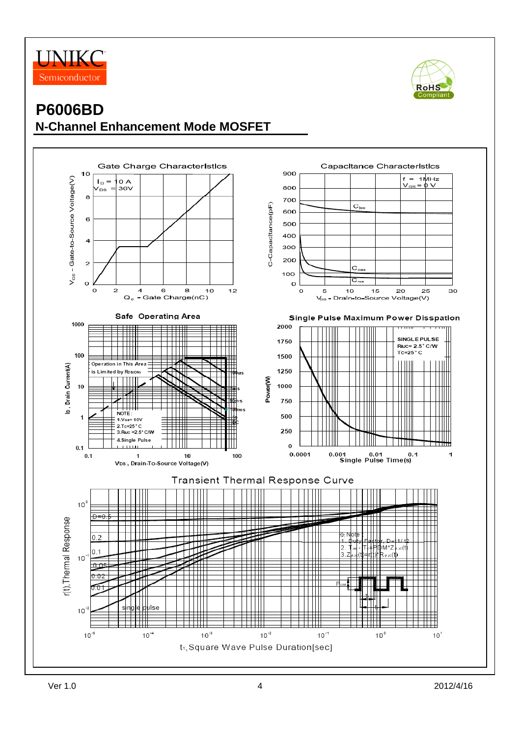UNIKC Semiconductor

RoHS Compliant

# P6006BD

## N-Channel Enhancement Mode MOSFET

Gate Charge Characteristics

$I_D$ = 10 A
$V_{DS}$ = 30V

$V_{GS}$ - Gate-to-Source Voltage(V)

10
8
6
4
2
0

0 2 4 6 8 10 12

$Q_g$ - Gate Charge(nC)

Capacitance Characteristics

f = 1MHz
$V_{GS}$ = 0 V

C-Capacitance(pF)

900
800
700
600
500
400
300
200
100
0

$C_{iss}$
$C_{oss}$
$C_{rss}$

0 5 10 15 20 25 30

$V_{DS}$ - Drain-to-Source Voltage(V)

Safe Operating Area

1000
100
10
1
0.1

Operation in This Area is Limited by $R_{DS(ON)}$

100us
1ms
10ms
100ms
DC

NOTE:
1.$V_{GS}$= 10V
2.Tc=25°C
3.$R_{θJC}$ =2.5°C/W
4.Single Pulse

$I_D$, Drain Current(A)

0.1 1 10 100

$V_{DS}$, Drain-To-Source Voltage(V)

Single Pulse Maximum Power Dissipation

2000
1750
1500
1250
1000
750
500
250
0

SINGLE PULSE
$R_{θJC}$= 2.5°C/W
TC=25°C

Power(W)

0.0001 0.001 0.01 0.1 1

Single Pulse Time(s)

Transient Thermal Response Curve

$10^0$
$10^{-1}$
$10^{-2}$

D=0.5
0.2
0.1
0.05
0.02
0.01
single pulse

※ Note :
1. Duty Factor, D=t1/ t2
2. $T_{JM}$ - $T_C$=PDM*$Z_{θJC}$(t)
3.$Z_{θJC}$(t)=r(t)*$R_{θJC}$(t)

$P_{DM}$
$t_1$
$t_2$

r(t),Thermal Response

$10^{-5}$ $10^{-4}$ $10^{-3}$ $10^{-2}$ $10^{-1}$ $10^0$ $10^1$

$t_1$,Square Wave Pulse Duration[sec]

Ver 1.0 2012/4/16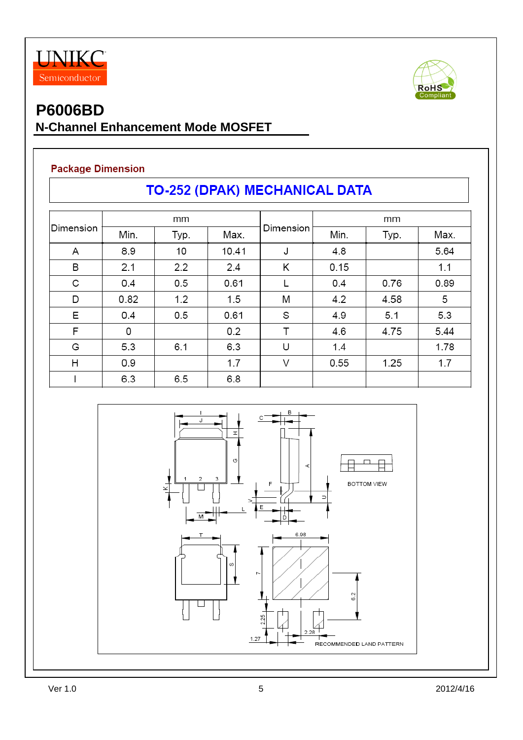# P6006BD

## N-Channel Enhancement Mode MOSFET

### Package Dimension

## TO-252 (DPAK) MECHANICAL DATA

| Dimension | mm | | | Dimension | mm | | |
|---|---|---|---|---|---|---|---|
| | Min. | Typ. | Max. | | Min. | Typ. | Max. |
| A | 8.9 | 10 | 10.41 | J | 4.8 | | 5.64 |
| B | 2.1 | 2.2 | 2.4 | K | 0.15 | | 1.1 |
| C | 0.4 | 0.5 | 0.61 | L | 0.4 | 0.76 | 0.89 |
| D | 0.82 | 1.2 | 1.5 | M | 4.2 | 4.58 | 5 |
| E | 0.4 | 0.5 | 0.61 | S | 4.9 | 5.1 | 5.3 |
| F | 0 | | 0.2 | T | 4.6 | 4.75 | 5.44 |
| G | 5.3 | 6.1 | 6.3 | U | 1.4 | | 1.78 |
| H | 0.9 | | 1.7 | V | 0.55 | 1.25 | 1.7 |
| I | 6.3 | 6.5 | 6.8 | | | | |

BOTTOM VIEW

6.98
7
6.2
2.25
2.28
1.27

RECOMMENDED LAND PATTERN

Ver 1.0 2012/4/16